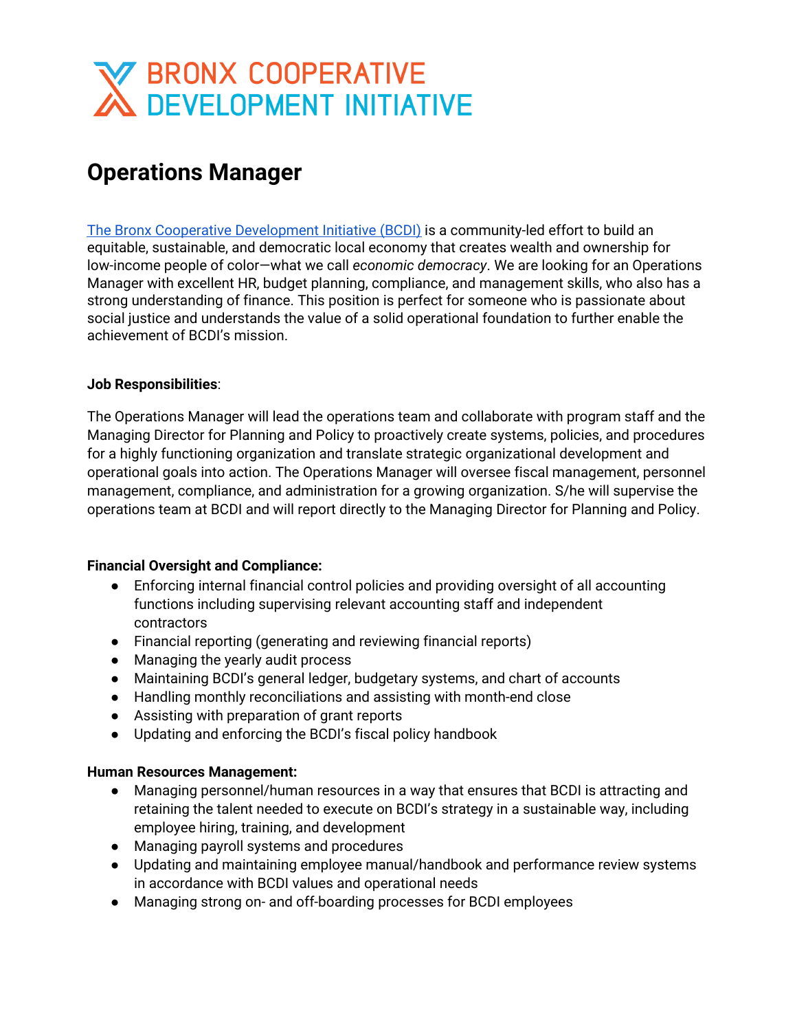BRONX COOPERATIVE DEVELOPMENT INITIATIVE

# Operations Manager

[The Bronx Cooperative Development Initiative (BCDI)](#) is a community-led effort to build an equitable, sustainable, and democratic local economy that creates wealth and ownership for low-income people of color—what we call *economic democracy*. We are looking for an Operations Manager with excellent HR, budget planning, compliance, and management skills, who also has a strong understanding of finance. This position is perfect for someone who is passionate about social justice and understands the value of a solid operational foundation to further enable the achievement of BCDI's mission.

**Job Responsibilities**:

The Operations Manager will lead the operations team and collaborate with program staff and the Managing Director for Planning and Policy to proactively create systems, policies, and procedures for a highly functioning organization and translate strategic organizational development and operational goals into action. The Operations Manager will oversee fiscal management, personnel management, compliance, and administration for a growing organization. S/he will supervise the operations team at BCDI and will report directly to the Managing Director for Planning and Policy.

**Financial Oversight and Compliance:**

- Enforcing internal financial control policies and providing oversight of all accounting functions including supervising relevant accounting staff and independent contractors
- Financial reporting (generating and reviewing financial reports)
- Managing the yearly audit process
- Maintaining BCDI's general ledger, budgetary systems, and chart of accounts
- Handling monthly reconciliations and assisting with month-end close
- Assisting with preparation of grant reports
- Updating and enforcing the BCDI's fiscal policy handbook

**Human Resources Management:**

- Managing personnel/human resources in a way that ensures that BCDI is attracting and retaining the talent needed to execute on BCDI's strategy in a sustainable way, including employee hiring, training, and development
- Managing payroll systems and procedures
- Updating and maintaining employee manual/handbook and performance review systems in accordance with BCDI values and operational needs
- Managing strong on- and off-boarding processes for BCDI employees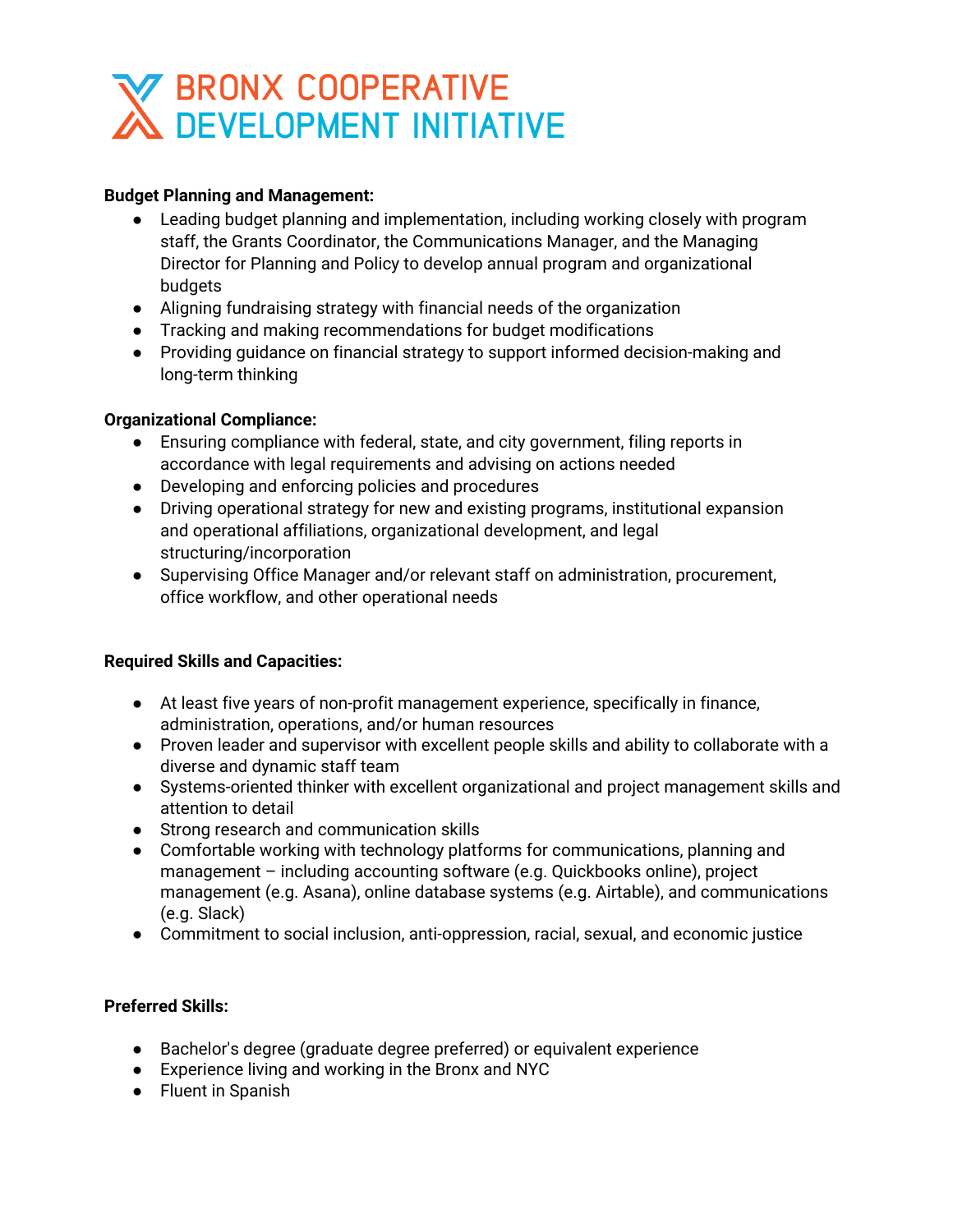**Budget Planning and Management:**

- Leading budget planning and implementation, including working closely with program staff, the Grants Coordinator, the Communications Manager, and the Managing Director for Planning and Policy to develop annual program and organizational budgets
- Aligning fundraising strategy with financial needs of the organization
- Tracking and making recommendations for budget modifications
- Providing guidance on financial strategy to support informed decision-making and long-term thinking

**Organizational Compliance:**

- Ensuring compliance with federal, state, and city government, filing reports in accordance with legal requirements and advising on actions needed
- Developing and enforcing policies and procedures
- Driving operational strategy for new and existing programs, institutional expansion and operational affiliations, organizational development, and legal structuring/incorporation
- Supervising Office Manager and/or relevant staff on administration, procurement, office workflow, and other operational needs

**Required Skills and Capacities:**

- At least five years of non-profit management experience, specifically in finance, administration, operations, and/or human resources
- Proven leader and supervisor with excellent people skills and ability to collaborate with a diverse and dynamic staff team
- Systems-oriented thinker with excellent organizational and project management skills and attention to detail
- Strong research and communication skills
- Comfortable working with technology platforms for communications, planning and management – including accounting software (e.g. Quickbooks online), project management (e.g. Asana), online database systems (e.g. Airtable), and communications (e.g. Slack)
- Commitment to social inclusion, anti-oppression, racial, sexual, and economic justice

**Preferred Skills:**

- Bachelor's degree (graduate degree preferred) or equivalent experience
- Experience living and working in the Bronx and NYC
- Fluent in Spanish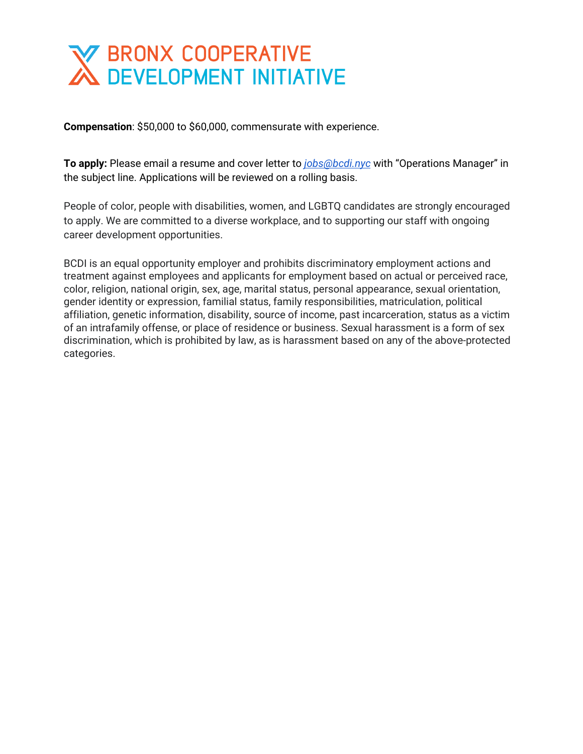**Compensation**: $50,000 to $60,000, commensurate with experience.

**To apply:** Please email a resume and cover letter to *jobs@bcdi.nyc* with "Operations Manager" in the subject line. Applications will be reviewed on a rolling basis.

People of color, people with disabilities, women, and LGBTQ candidates are strongly encouraged to apply. We are committed to a diverse workplace, and to supporting our staff with ongoing career development opportunities.

BCDI is an equal opportunity employer and prohibits discriminatory employment actions and treatment against employees and applicants for employment based on actual or perceived race, color, religion, national origin, sex, age, marital status, personal appearance, sexual orientation, gender identity or expression, familial status, family responsibilities, matriculation, political affiliation, genetic information, disability, source of income, past incarceration, status as a victim of an intrafamily offense, or place of residence or business. Sexual harassment is a form of sex discrimination, which is prohibited by law, as is harassment based on any of the above-protected categories.